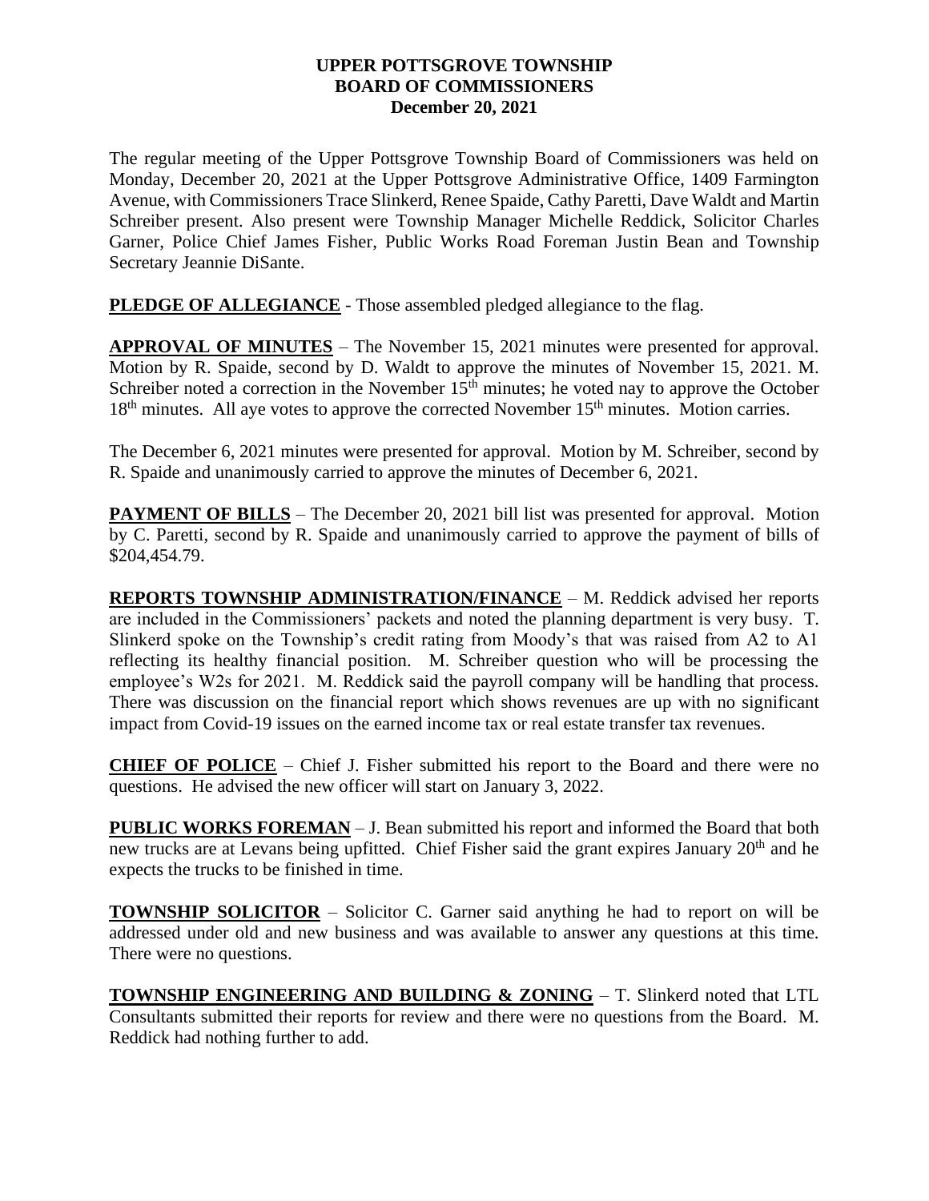# UPPER POTTSGROVE TOWNSHIP
# BOARD OF COMMISSIONERS
## December 20, 2021

The regular meeting of the Upper Pottsgrove Township Board of Commissioners was held on Monday, December 20, 2021 at the Upper Pottsgrove Administrative Office, 1409 Farmington Avenue, with Commissioners Trace Slinkerd, Renee Spaide, Cathy Paretti, Dave Waldt and Martin Schreiber present. Also present were Township Manager Michelle Reddick, Solicitor Charles Garner, Police Chief James Fisher, Public Works Road Foreman Justin Bean and Township Secretary Jeannie DiSante.

**PLEDGE OF ALLEGIANCE** - Those assembled pledged allegiance to the flag.

**APPROVAL OF MINUTES** – The November 15, 2021 minutes were presented for approval. Motion by R. Spaide, second by D. Waldt to approve the minutes of November 15, 2021. M. Schreiber noted a correction in the November 15th minutes; he voted nay to approve the October 18th minutes. All aye votes to approve the corrected November 15th minutes. Motion carries.

The December 6, 2021 minutes were presented for approval. Motion by M. Schreiber, second by R. Spaide and unanimously carried to approve the minutes of December 6, 2021.

**PAYMENT OF BILLS** – The December 20, 2021 bill list was presented for approval. Motion by C. Paretti, second by R. Spaide and unanimously carried to approve the payment of bills of $204,454.79.

**REPORTS TOWNSHIP ADMINISTRATION/FINANCE** – M. Reddick advised her reports are included in the Commissioners' packets and noted the planning department is very busy. T. Slinkerd spoke on the Township's credit rating from Moody's that was raised from A2 to A1 reflecting its healthy financial position. M. Schreiber question who will be processing the employee's W2s for 2021. M. Reddick said the payroll company will be handling that process. There was discussion on the financial report which shows revenues are up with no significant impact from Covid-19 issues on the earned income tax or real estate transfer tax revenues.

**CHIEF OF POLICE** – Chief J. Fisher submitted his report to the Board and there were no questions. He advised the new officer will start on January 3, 2022.

**PUBLIC WORKS FOREMAN** – J. Bean submitted his report and informed the Board that both new trucks are at Levans being upfitted. Chief Fisher said the grant expires January 20th and he expects the trucks to be finished in time.

**TOWNSHIP SOLICITOR** – Solicitor C. Garner said anything he had to report on will be addressed under old and new business and was available to answer any questions at this time. There were no questions.

**TOWNSHIP ENGINEERING AND BUILDING & ZONING** – T. Slinkerd noted that LTL Consultants submitted their reports for review and there were no questions from the Board. M. Reddick had nothing further to add.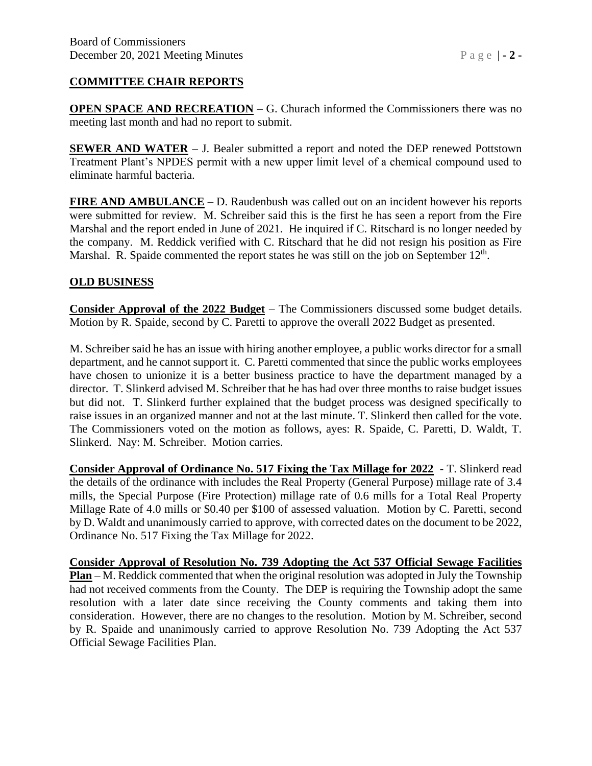## COMMITTEE CHAIR REPORTS

**OPEN SPACE AND RECREATION** – G. Churach informed the Commissioners there was no meeting last month and had no report to submit.

**SEWER AND WATER** – J. Bealer submitted a report and noted the DEP renewed Pottstown Treatment Plant's NPDES permit with a new upper limit level of a chemical compound used to eliminate harmful bacteria.

**FIRE AND AMBULANCE** – D. Raudenbush was called out on an incident however his reports were submitted for review. M. Schreiber said this is the first he has seen a report from the Fire Marshal and the report ended in June of 2021. He inquired if C. Ritschard is no longer needed by the company. M. Reddick verified with C. Ritschard that he did not resign his position as Fire Marshal. R. Spaide commented the report states he was still on the job on September 12th.

## OLD BUSINESS

**Consider Approval of the 2022 Budget** – The Commissioners discussed some budget details. Motion by R. Spaide, second by C. Paretti to approve the overall 2022 Budget as presented.

M. Schreiber said he has an issue with hiring another employee, a public works director for a small department, and he cannot support it. C. Paretti commented that since the public works employees have chosen to unionize it is a better business practice to have the department managed by a director. T. Slinkerd advised M. Schreiber that he has had over three months to raise budget issues but did not. T. Slinkerd further explained that the budget process was designed specifically to raise issues in an organized manner and not at the last minute. T. Slinkerd then called for the vote. The Commissioners voted on the motion as follows, ayes: R. Spaide, C. Paretti, D. Waldt, T. Slinkerd. Nay: M. Schreiber. Motion carries.

**Consider Approval of Ordinance No. 517 Fixing the Tax Millage for 2022** - T. Slinkerd read the details of the ordinance with includes the Real Property (General Purpose) millage rate of 3.4 mills, the Special Purpose (Fire Protection) millage rate of 0.6 mills for a Total Real Property Millage Rate of 4.0 mills or $0.40 per $100 of assessed valuation. Motion by C. Paretti, second by D. Waldt and unanimously carried to approve, with corrected dates on the document to be 2022, Ordinance No. 517 Fixing the Tax Millage for 2022.

**Consider Approval of Resolution No. 739 Adopting the Act 537 Official Sewage Facilities Plan** – M. Reddick commented that when the original resolution was adopted in July the Township had not received comments from the County. The DEP is requiring the Township adopt the same resolution with a later date since receiving the County comments and taking them into consideration. However, there are no changes to the resolution. Motion by M. Schreiber, second by R. Spaide and unanimously carried to approve Resolution No. 739 Adopting the Act 537 Official Sewage Facilities Plan.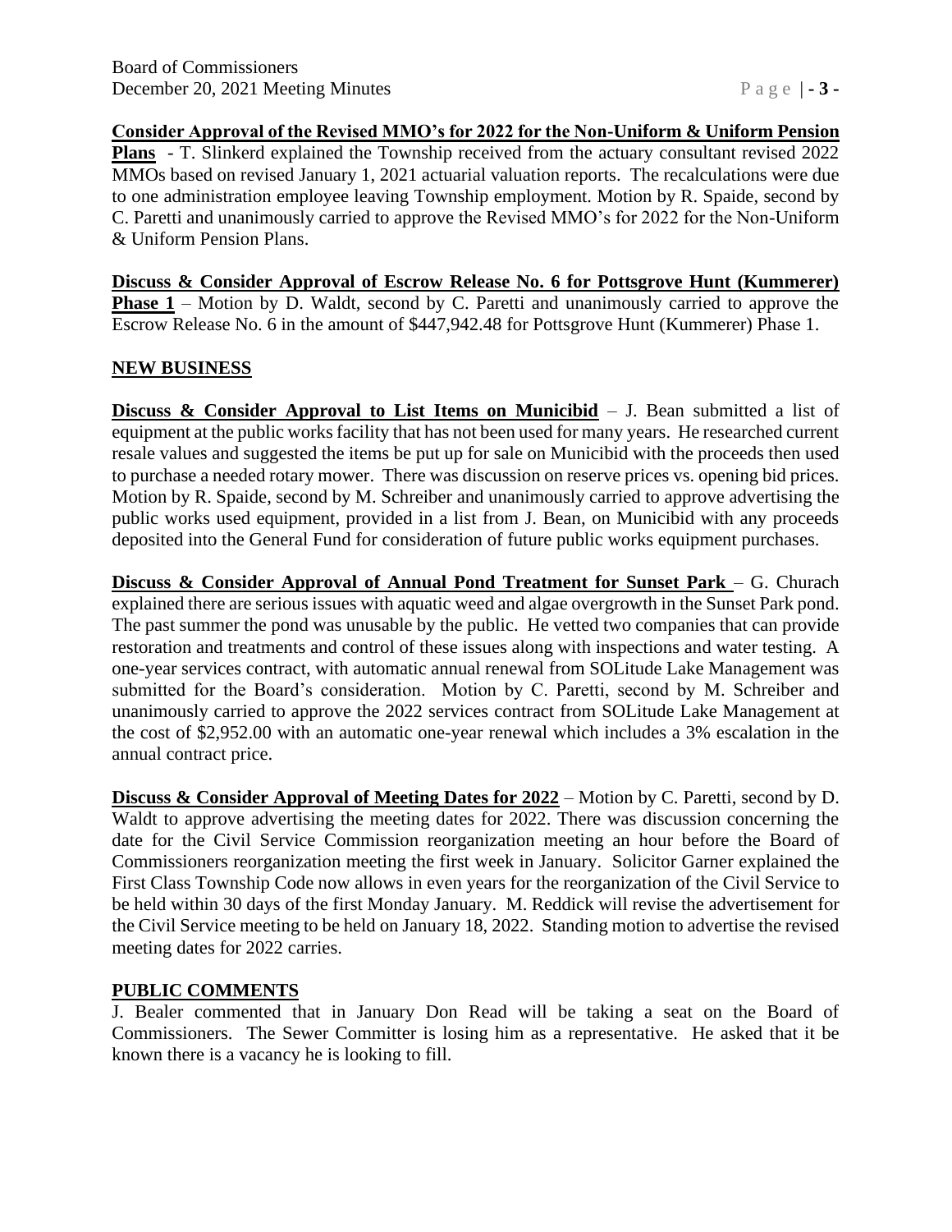**Consider Approval of the Revised MMO's for 2022 for the Non-Uniform & Uniform Pension Plans** - T. Slinkerd explained the Township received from the actuary consultant revised 2022 MMOs based on revised January 1, 2021 actuarial valuation reports. The recalculations were due to one administration employee leaving Township employment. Motion by R. Spaide, second by C. Paretti and unanimously carried to approve the Revised MMO's for 2022 for the Non-Uniform & Uniform Pension Plans.

**Discuss & Consider Approval of Escrow Release No. 6 for Pottsgrove Hunt (Kummerer) Phase 1** – Motion by D. Waldt, second by C. Paretti and unanimously carried to approve the Escrow Release No. 6 in the amount of $447,942.48 for Pottsgrove Hunt (Kummerer) Phase 1.

## NEW BUSINESS

**Discuss & Consider Approval to List Items on Municibid** – J. Bean submitted a list of equipment at the public works facility that has not been used for many years. He researched current resale values and suggested the items be put up for sale on Municibid with the proceeds then used to purchase a needed rotary mower. There was discussion on reserve prices vs. opening bid prices. Motion by R. Spaide, second by M. Schreiber and unanimously carried to approve advertising the public works used equipment, provided in a list from J. Bean, on Municibid with any proceeds deposited into the General Fund for consideration of future public works equipment purchases.

**Discuss & Consider Approval of Annual Pond Treatment for Sunset Park** – G. Churach explained there are serious issues with aquatic weed and algae overgrowth in the Sunset Park pond. The past summer the pond was unusable by the public. He vetted two companies that can provide restoration and treatments and control of these issues along with inspections and water testing. A one-year services contract, with automatic annual renewal from SOLitude Lake Management was submitted for the Board's consideration. Motion by C. Paretti, second by M. Schreiber and unanimously carried to approve the 2022 services contract from SOLitude Lake Management at the cost of $2,952.00 with an automatic one-year renewal which includes a 3% escalation in the annual contract price.

**Discuss & Consider Approval of Meeting Dates for 2022** – Motion by C. Paretti, second by D. Waldt to approve advertising the meeting dates for 2022. There was discussion concerning the date for the Civil Service Commission reorganization meeting an hour before the Board of Commissioners reorganization meeting the first week in January. Solicitor Garner explained the First Class Township Code now allows in even years for the reorganization of the Civil Service to be held within 30 days of the first Monday January. M. Reddick will revise the advertisement for the Civil Service meeting to be held on January 18, 2022. Standing motion to advertise the revised meeting dates for 2022 carries.

## PUBLIC COMMENTS

J. Bealer commented that in January Don Read will be taking a seat on the Board of Commissioners. The Sewer Committer is losing him as a representative. He asked that it be known there is a vacancy he is looking to fill.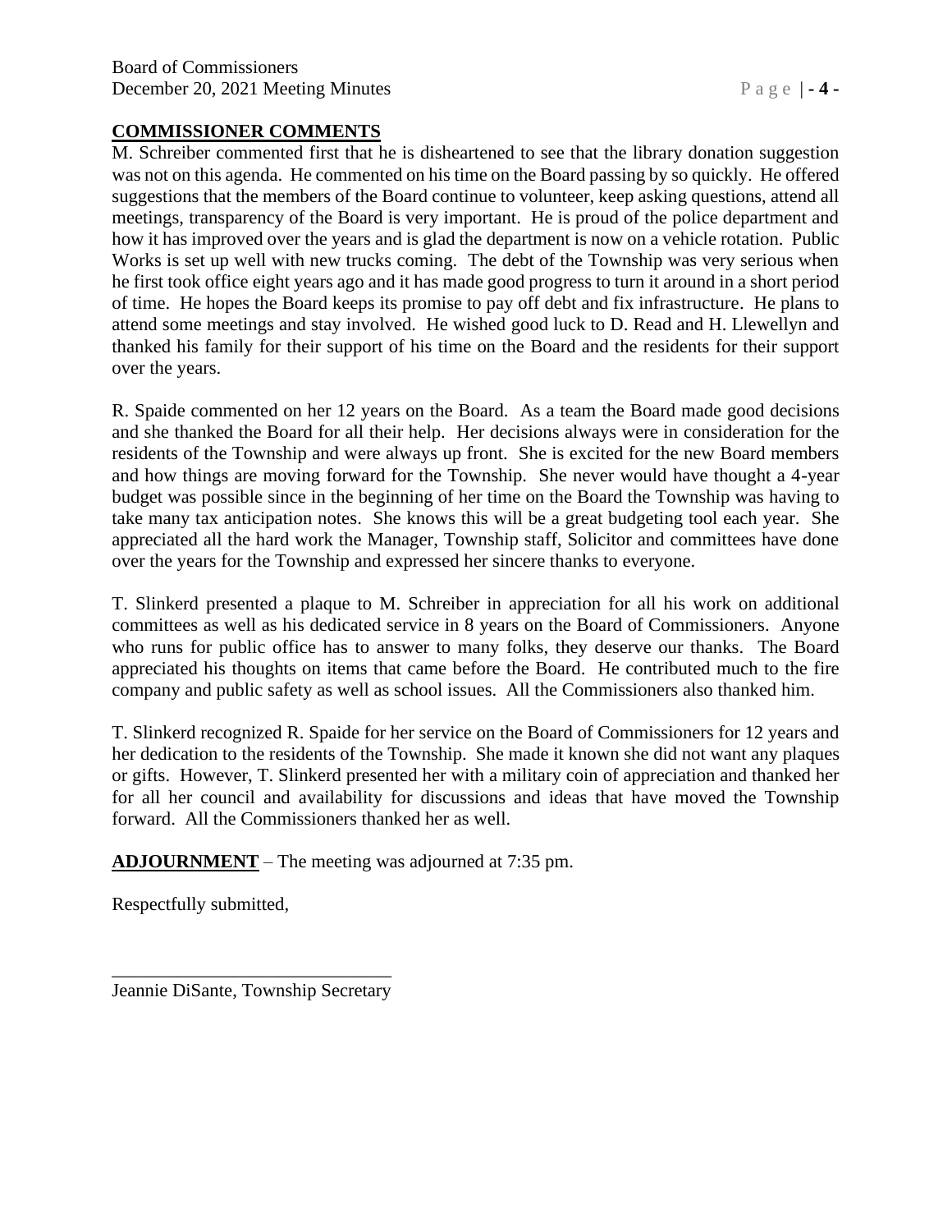## COMMISSIONER COMMENTS

M. Schreiber commented first that he is disheartened to see that the library donation suggestion was not on this agenda. He commented on his time on the Board passing by so quickly. He offered suggestions that the members of the Board continue to volunteer, keep asking questions, attend all meetings, transparency of the Board is very important. He is proud of the police department and how it has improved over the years and is glad the department is now on a vehicle rotation. Public Works is set up well with new trucks coming. The debt of the Township was very serious when he first took office eight years ago and it has made good progress to turn it around in a short period of time. He hopes the Board keeps its promise to pay off debt and fix infrastructure. He plans to attend some meetings and stay involved. He wished good luck to D. Read and H. Llewellyn and thanked his family for their support of his time on the Board and the residents for their support over the years.

R. Spaide commented on her 12 years on the Board. As a team the Board made good decisions and she thanked the Board for all their help. Her decisions always were in consideration for the residents of the Township and were always up front. She is excited for the new Board members and how things are moving forward for the Township. She never would have thought a 4-year budget was possible since in the beginning of her time on the Board the Township was having to take many tax anticipation notes. She knows this will be a great budgeting tool each year. She appreciated all the hard work the Manager, Township staff, Solicitor and committees have done over the years for the Township and expressed her sincere thanks to everyone.

T. Slinkerd presented a plaque to M. Schreiber in appreciation for all his work on additional committees as well as his dedicated service in 8 years on the Board of Commissioners. Anyone who runs for public office has to answer to many folks, they deserve our thanks. The Board appreciated his thoughts on items that came before the Board. He contributed much to the fire company and public safety as well as school issues. All the Commissioners also thanked him.

T. Slinkerd recognized R. Spaide for her service on the Board of Commissioners for 12 years and her dedication to the residents of the Township. She made it known she did not want any plaques or gifts. However, T. Slinkerd presented her with a military coin of appreciation and thanked her for all her council and availability for discussions and ideas that have moved the Township forward. All the Commissioners thanked her as well.

**ADJOURNMENT** – The meeting was adjourned at 7:35 pm.

Respectfully submitted,

\_\_\_\_\_\_\_\_\_\_\_\_\_\_\_\_\_\_\_\_\_\_\_\_\_\_\_\_\_\_
Jeannie DiSante, Township Secretary